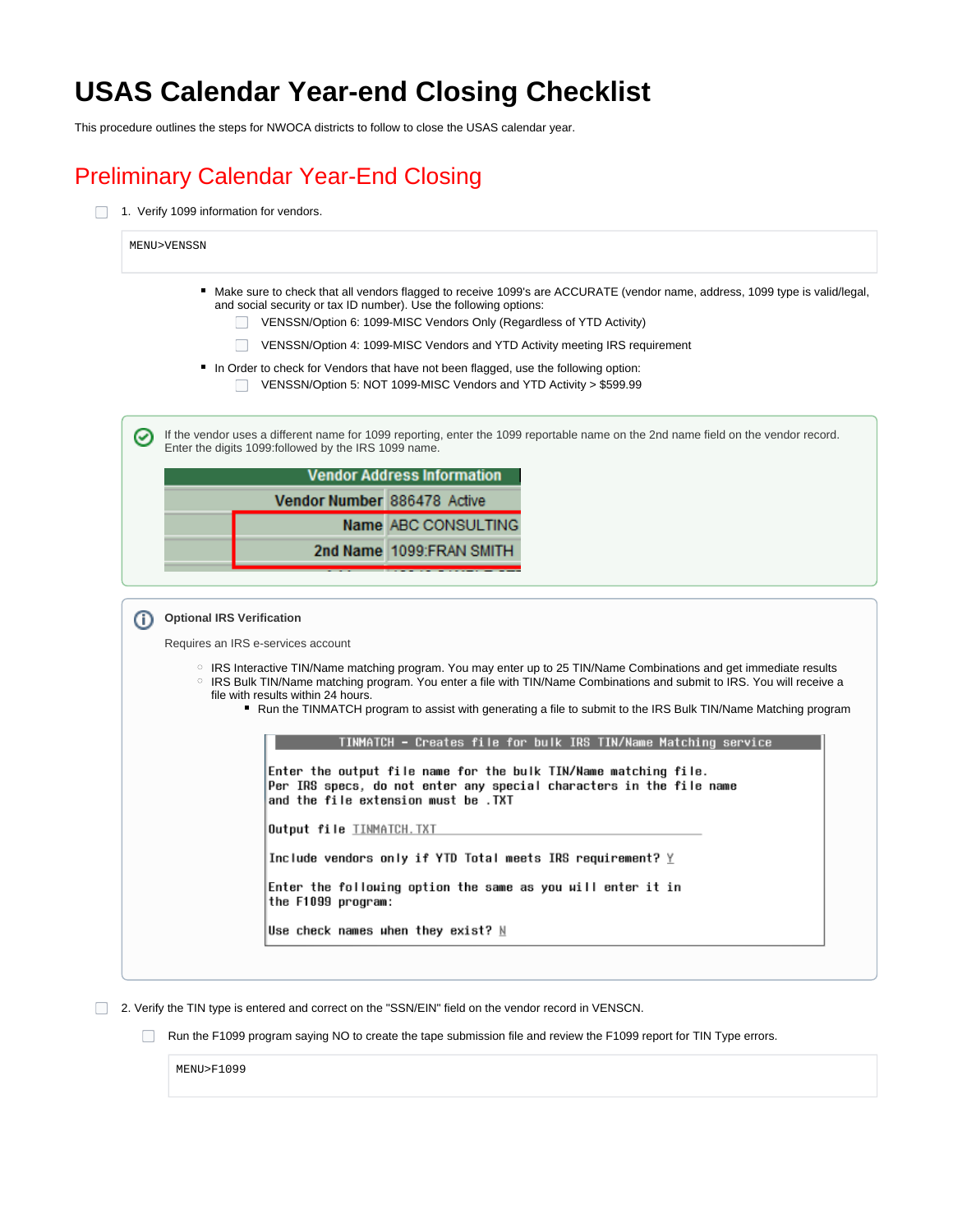# USAS Calendar Year-end Closing Checklist

This procedure outlines the steps for NWOCA districts to follow to close the USAS calendar year.

## Preliminary Calendar Year-End Closing

- [ ] 1. Verify 1099 information for vendors.

```
MENU>VENSSN
```

- Make sure to check that all vendors flagged to receive 1099's are ACCURATE (vendor name, address, 1099 type is valid/legal, and social security or tax ID number). Use the following options:
  - [ ] VENSSN/Option 6: 1099-MISC Vendors Only (Regardless of YTD Activity)
  - [ ] VENSSN/Option 4: 1099-MISC Vendors and YTD Activity meeting IRS requirement
- In Order to check for Vendors that have not been flagged, use the following option:
  - [ ] VENSSN/Option 5: NOT 1099-MISC Vendors and YTD Activity > $599.99

> If the vendor uses a different name for 1099 reporting, enter the 1099 reportable name on the 2nd name field on the vendor record. Enter the digits 1099:followed by the IRS 1099 name.
>
> | Vendor Address Information | |
> |---|---|
> | Vendor Number | 886478 Active |
> | Name | ABC CONSULTING |
> | 2nd Name | 1099:FRAN SMITH |

> **Optional IRS Verification**
>
> Requires an IRS e-services account
>
> - IRS Interactive TIN/Name matching program. You may enter up to 25 TIN/Name Combinations and get immediate results
> - IRS Bulk TIN/Name matching program. You enter a file with TIN/Name Combinations and submit to IRS. You will receive a file with results within 24 hours.
>   - Run the TINMATCH program to assist with generating a file to submit to the IRS Bulk TIN/Name Matching program
>
> ```
> TINMATCH - Creates file for bulk IRS TIN/Name Matching service
>
> Enter the output file name for the bulk TIN/Name matching file.
> Per IRS specs, do not enter any special characters in the file name
> and the file extension must be .TXT
>
> Output file TINMATCH.TXT
>
> Include vendors only if YTD Total meets IRS requirement? Y
>
> Enter the following option the same as you will enter it in
> the F1099 program:
>
> Use check names when they exist? N
> ```

- [ ] 2. Verify the TIN type is entered and correct on the "SSN/EIN" field on the vendor record in VENSCN.
  - [ ] Run the F1099 program saying NO to create the tape submission file and review the F1099 report for TIN Type errors.

```
MENU>F1099
```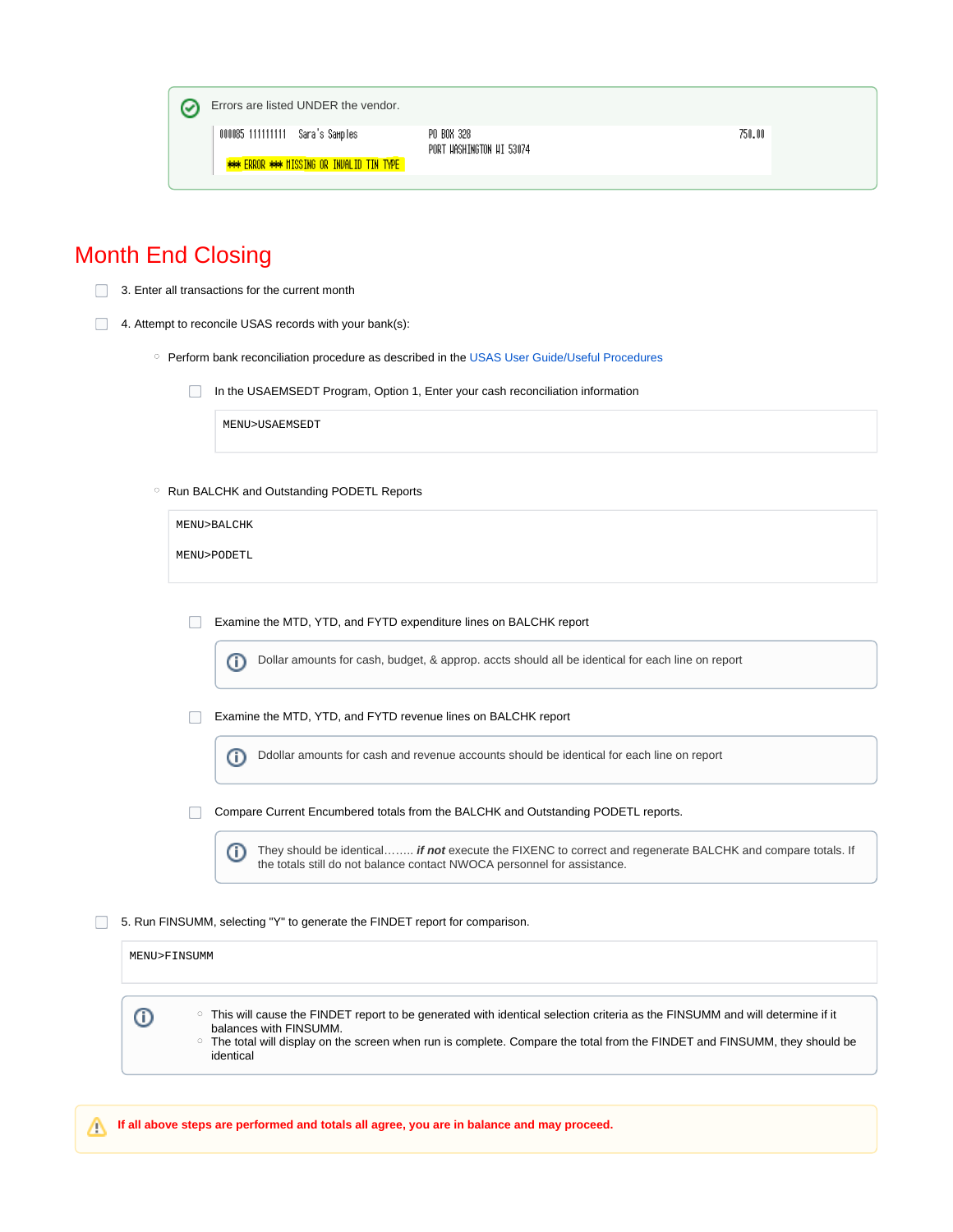Errors are listed UNDER the vendor.

```
000085 111111111   Sara's Samples          PO BOX 328                              750.00
                                           PORT WASHINGTON WI 53074
  *** ERROR *** MISSING OR INVALID TIN TYPE
```

# Month End Closing

- [ ] 3. Enter all transactions for the current month
- [ ] 4. Attempt to reconcile USAS records with your bank(s):
  - Perform bank reconciliation procedure as described in the USAS User Guide/Useful Procedures
    - [ ] In the USAEMSEDT Program, Option 1, Enter your cash reconciliation information

      ```
      MENU>USAEMSEDT
      ```

  - Run BALCHK and Outstanding PODETL Reports

    ```
    MENU>BALCHK

    MENU>PODETL
    ```

    - [ ] Examine the MTD, YTD, and FYTD expenditure lines on BALCHK report

      > Dollar amounts for cash, budget, & approp. accts should all be identical for each line on report

    - [ ] Examine the MTD, YTD, and FYTD revenue lines on BALCHK report

      > Ddollar amounts for cash and revenue accounts should be identical for each line on report

    - [ ] Compare Current Encumbered totals from the BALCHK and Outstanding PODETL reports.

      > They should be identical…….. ***if not*** execute the FIXENC to correct and regenerate BALCHK and compare totals. If the totals still do not balance contact NWOCA personnel for assistance.

- [ ] 5. Run FINSUMM, selecting "Y" to generate the FINDET report for comparison.

  ```
  MENU>FINSUMM
  ```

  > - This will cause the FINDET report to be generated with identical selection criteria as the FINSUMM and will determine if it balances with FINSUMM.
  > - The total will display on the screen when run is complete. Compare the total from the FINDET and FINSUMM, they should be identical

> **If all above steps are performed and totals all agree, you are in balance and may proceed.**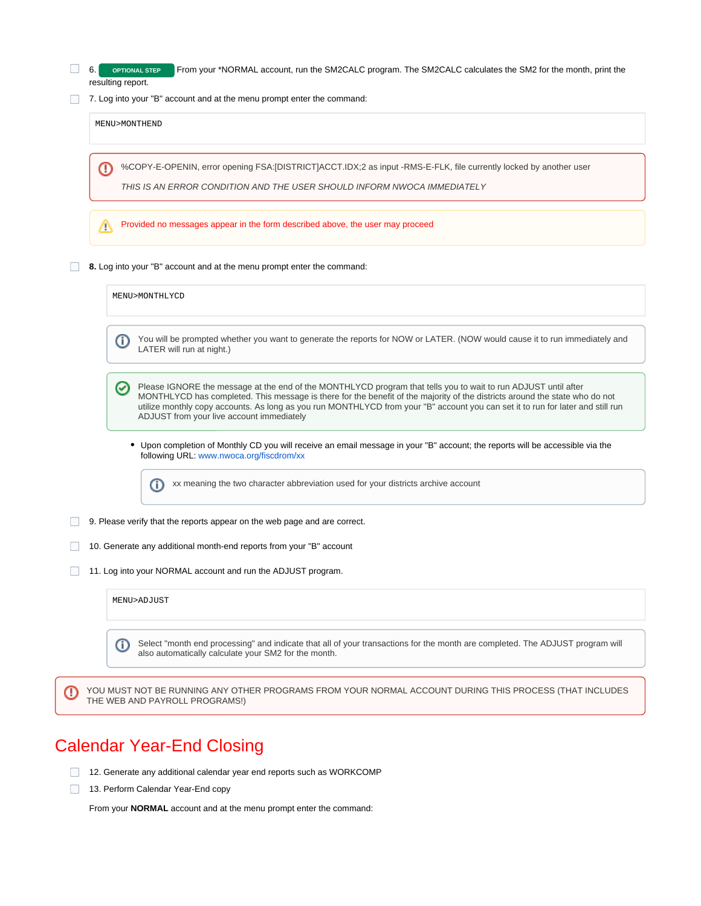- [ ] 6. **OPTIONAL STEP** From your *NORMAL account, run the SM2CALC program. The SM2CALC calculates the SM2 for the month, print the resulting report.
- [ ] 7. Log into your "B" account and at the menu prompt enter the command:

```
MENU>MONTHEND
```

> %COPY-E-OPENIN, error opening FSA:[DISTRICT]ACCT.IDX;2 as input -RMS-E-FLK, file currently locked by another user
>
> *THIS IS AN ERROR CONDITION AND THE USER SHOULD INFORM NWOCA IMMEDIATELY*

> Provided no messages appear in the form described above, the user may proceed

- [ ] **8.** Log into your "B" account and at the menu prompt enter the command:

```
MENU>MONTHLYCD
```

> You will be prompted whether you want to generate the reports for NOW or LATER. (NOW would cause it to run immediately and LATER will run at night.)

> Please IGNORE the message at the end of the MONTHLYCD program that tells you to wait to run ADJUST until after MONTHLYCD has completed. This message is there for the benefit of the majority of the districts around the state who do not utilize monthly copy accounts. As long as you run MONTHLYCD from your "B" account you can set it to run for later and still run ADJUST from your live account immediately

- Upon completion of Monthly CD you will receive an email message in your "B" account; the reports will be accessible via the following URL: www.nwoca.org/fiscdrom/xx

> xx meaning the two character abbreviation used for your districts archive account

- [ ] 9. Please verify that the reports appear on the web page and are correct.
- [ ] 10. Generate any additional month-end reports from your "B" account
- [ ] 11. Log into your NORMAL account and run the ADJUST program.

```
MENU>ADJUST
```

> Select "month end processing" and indicate that all of your transactions for the month are completed. The ADJUST program will also automatically calculate your SM2 for the month.

> YOU MUST NOT BE RUNNING ANY OTHER PROGRAMS FROM YOUR NORMAL ACCOUNT DURING THIS PROCESS (THAT INCLUDES THE WEB AND PAYROLL PROGRAMS!)

## Calendar Year-End Closing

- [ ] 12. Generate any additional calendar year end reports such as WORKCOMP
- [ ] 13. Perform Calendar Year-End copy

From your **NORMAL** account and at the menu prompt enter the command: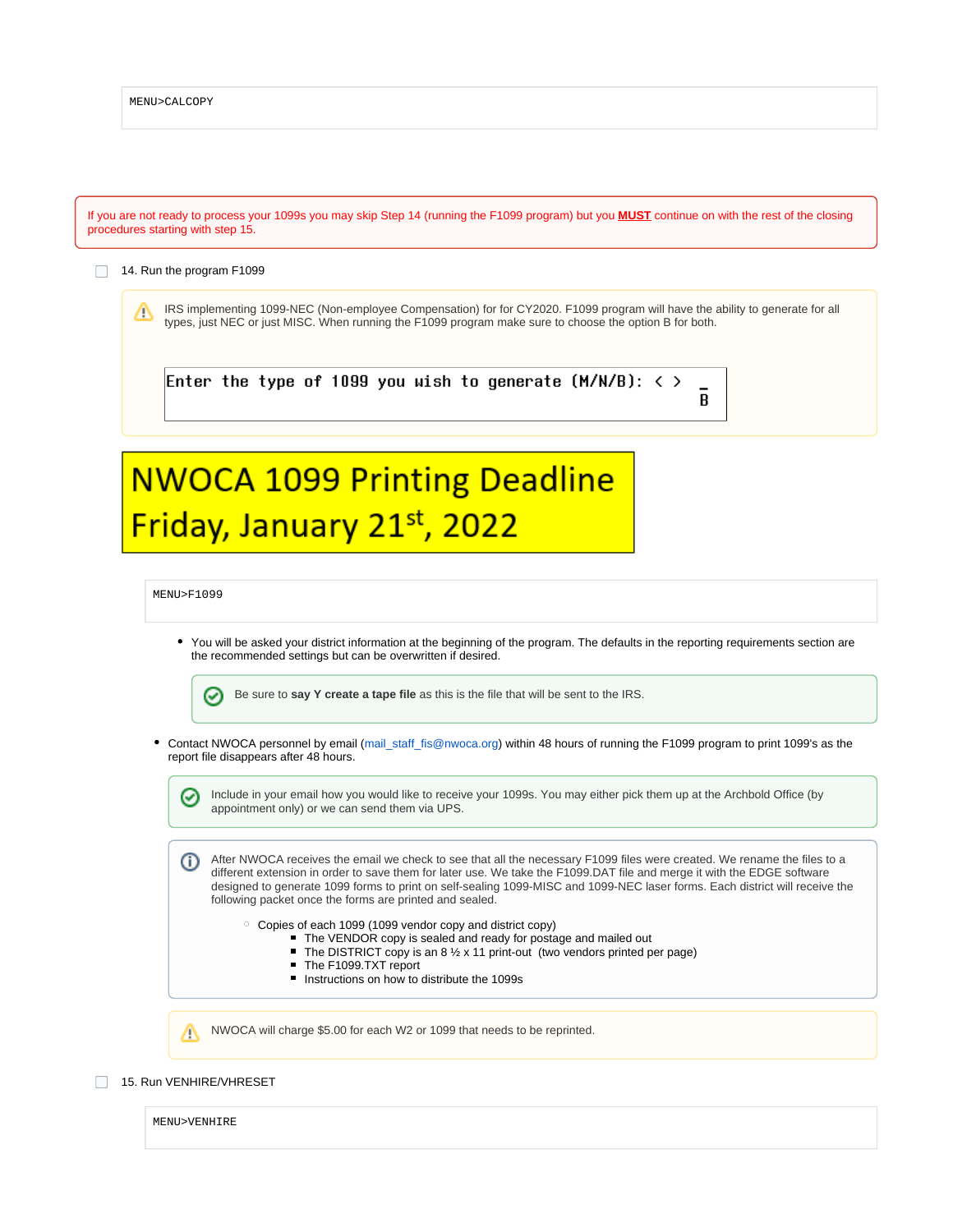```
MENU>CALCOPY
```

If you are not ready to process your 1099s you may skip Step 14 (running the F1099 program) but you **MUST** continue on with the rest of the closing procedures starting with step 15.

- [ ] 14. Run the program F1099

> ⚠ IRS implementing 1099-NEC (Non-employee Compensation) for for CY2020. F1099 program will have the ability to generate for all types, just NEC or just MISC. When running the F1099 program make sure to choose the option B for both.
>
> ```
> Enter the type of 1099 you wish to generate (M/N/B): < >
>                                                        B
> ```

**NWOCA 1099 Printing Deadline**
**Friday, January 21st, 2022**

```
MENU>F1099
```

- You will be asked your district information at the beginning of the program. The defaults in the reporting requirements section are the recommended settings but can be overwritten if desired.

> Be sure to **say Y create a tape file** as this is the file that will be sent to the IRS.

- Contact NWOCA personnel by email (mail_staff_fis@nwoca.org) within 48 hours of running the F1099 program to print 1099's as the report file disappears after 48 hours.

> Include in your email how you would like to receive your 1099s. You may either pick them up at the Archbold Office (by appointment only) or we can send them via UPS.

> After NWOCA receives the email we check to see that all the necessary F1099 files were created. We rename the files to a different extension in order to save them for later use. We take the F1099.DAT file and merge it with the EDGE software designed to generate 1099 forms to print on self-sealing 1099-MISC and 1099-NEC laser forms. Each district will receive the following packet once the forms are printed and sealed.
>
> - Copies of each 1099 (1099 vendor copy and district copy)
>   - The VENDOR copy is sealed and ready for postage and mailed out
>   - The DISTRICT copy is an 8 ½ x 11 print-out (two vendors printed per page)
>   - The F1099.TXT report
>   - Instructions on how to distribute the 1099s

> ⚠ NWOCA will charge $5.00 for each W2 or 1099 that needs to be reprinted.

- [ ] 15. Run VENHIRE/VHRESET

```
MENU>VENHIRE
```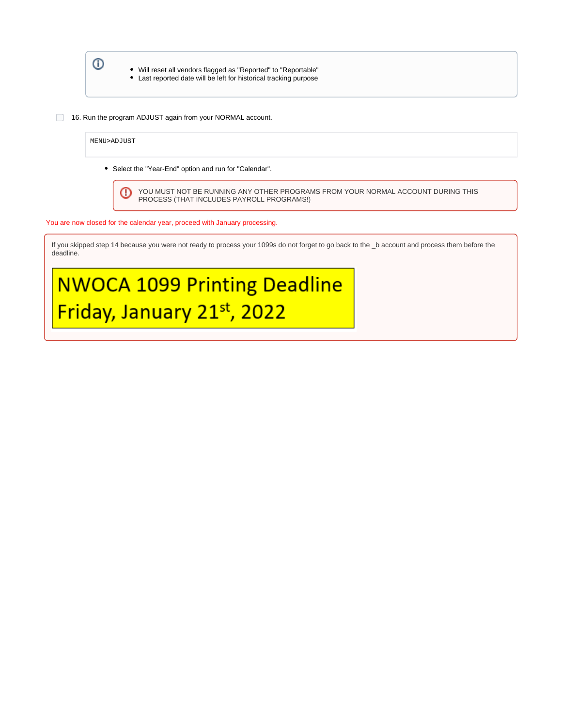- Will reset all vendors flagged as "Reported" to "Reportable"
- Last reported date will be left for historical tracking purpose

- [ ] 16. Run the program ADJUST again from your NORMAL account.

```
MENU>ADJUST
```

- Select the "Year-End" option and run for "Calendar".

> YOU MUST NOT BE RUNNING ANY OTHER PROGRAMS FROM YOUR NORMAL ACCOUNT DURING THIS PROCESS (THAT INCLUDES PAYROLL PROGRAMS!)

You are now closed for the calendar year, proceed with January processing.

> If you skipped step 14 because you were not ready to process your 1099s do not forget to go back to the _b account and process them before the deadline.
>
> **NWOCA 1099 Printing Deadline**
> **Friday, January 21st, 2022**